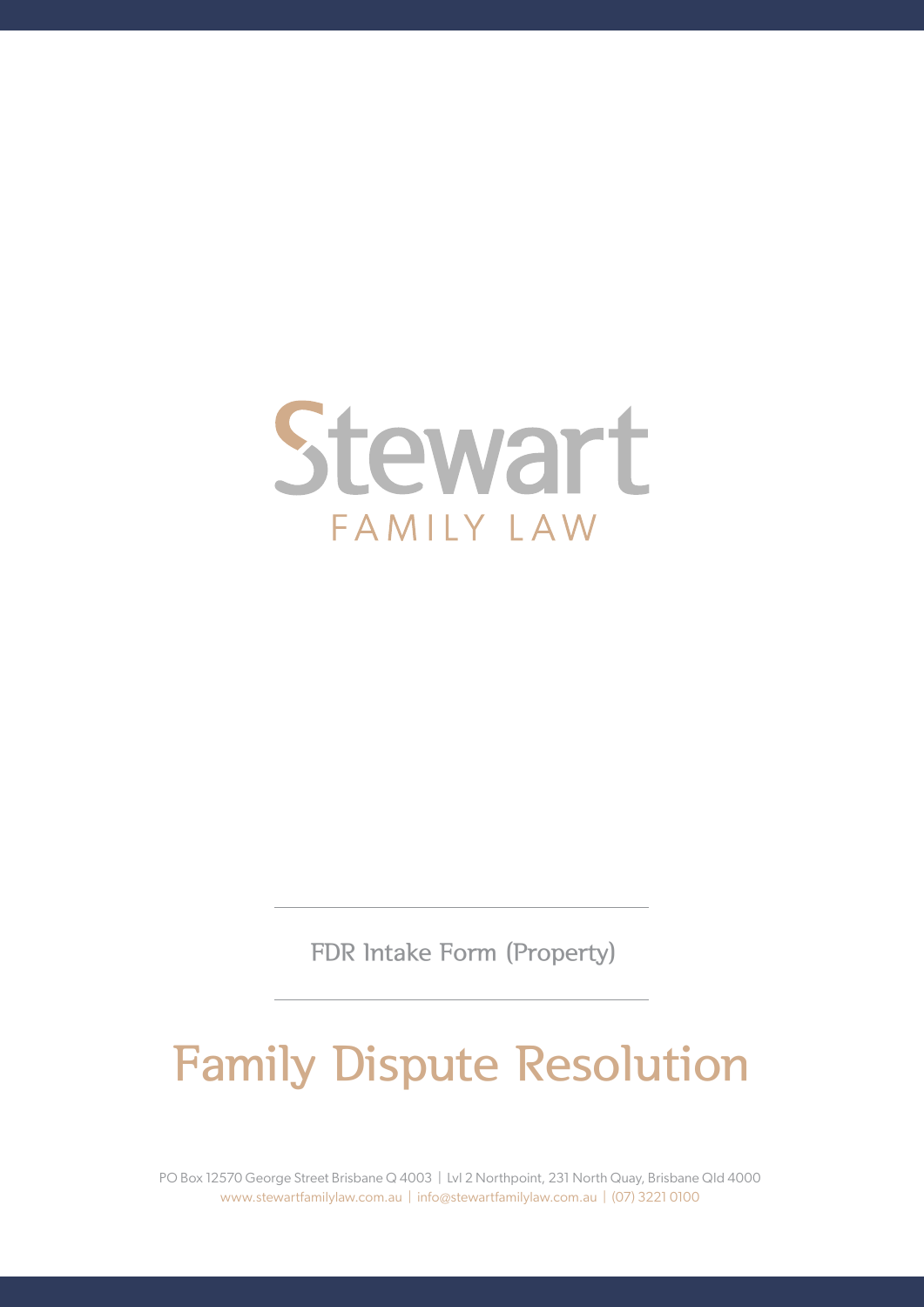Stewart

FAMILY LAW

FDR Intake Form (Property)

# Family Dispute Resolution

PO Box 12570 George Street Brisbane Q 4003 | Lvl 2 Northpoint, 231 North Quay, Brisbane Qld 4000

www.stewartfamilylaw.com.au | info@stewartfamilylaw.com.au | (07) 3221 0100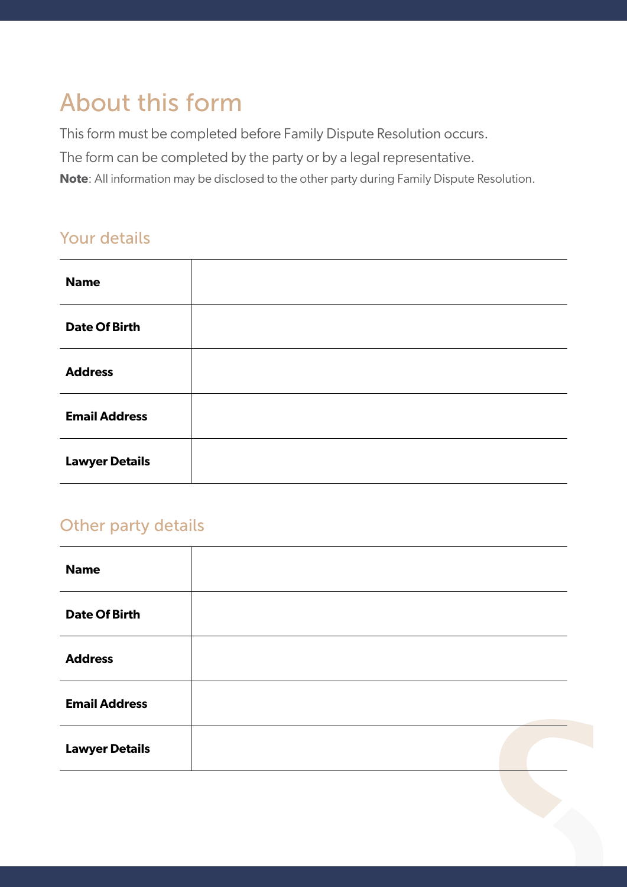# About this form

This form must be completed before Family Dispute Resolution occurs.

The form can be completed by the party or by a legal representative.

**Note**: All information may be disclosed to the other party during Family Dispute Resolution.

## Your details

| | |
|---|---|
| **Name** | |
| **Date Of Birth** | |
| **Address** | |
| **Email Address** | |
| **Lawyer Details** | |

## Other party details

| | |
|---|---|
| **Name** | |
| **Date Of Birth** | |
| **Address** | |
| **Email Address** | |
| **Lawyer Details** | |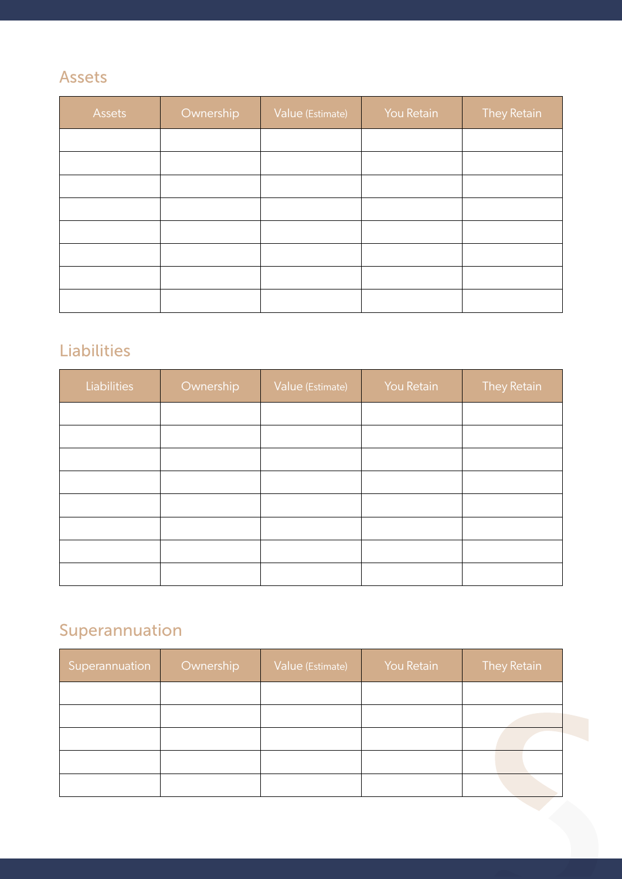## Assets

| Assets | Ownership | Value (Estimate) | You Retain | They Retain |
|---|---|---|---|---|
| | | | | |
| | | | | |
| | | | | |
| | | | | |
| | | | | |
| | | | | |
| | | | | |
| | | | | |

## Liabilities

| Liabilities | Ownership | Value (Estimate) | You Retain | They Retain |
|---|---|---|---|---|
| | | | | |
| | | | | |
| | | | | |
| | | | | |
| | | | | |
| | | | | |
| | | | | |
| | | | | |

## Superannuation

| Superannuation | Ownership | Value (Estimate) | You Retain | They Retain |
|---|---|---|---|---|
| | | | | |
| | | | | |
| | | | | |
| | | | | |
| | | | | |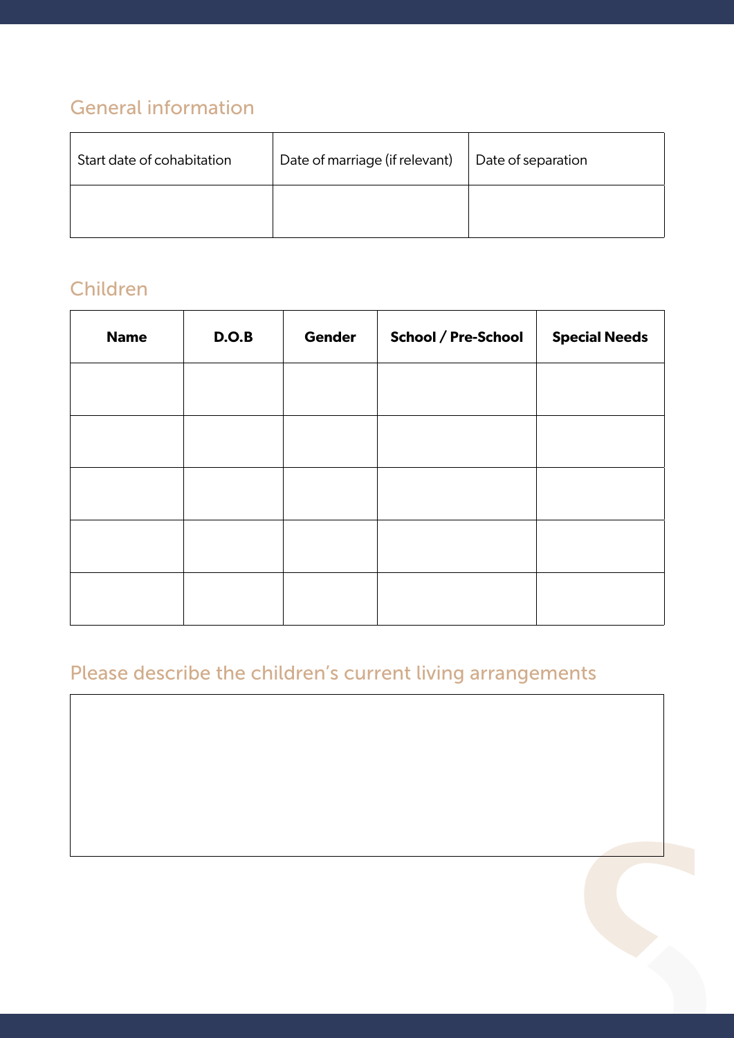## General information

| Start date of cohabitation | Date of marriage (if relevant) | Date of separation |
| --- | --- | --- |
| | | |

## Children

| Name | D.O.B | Gender | School / Pre-School | Special Needs |
| --- | --- | --- | --- | --- |
| | | | | |
| | | | | |
| | | | | |
| | | | | |
| | | | | |

## Please describe the children's current living arrangements

| |
| --- |
| |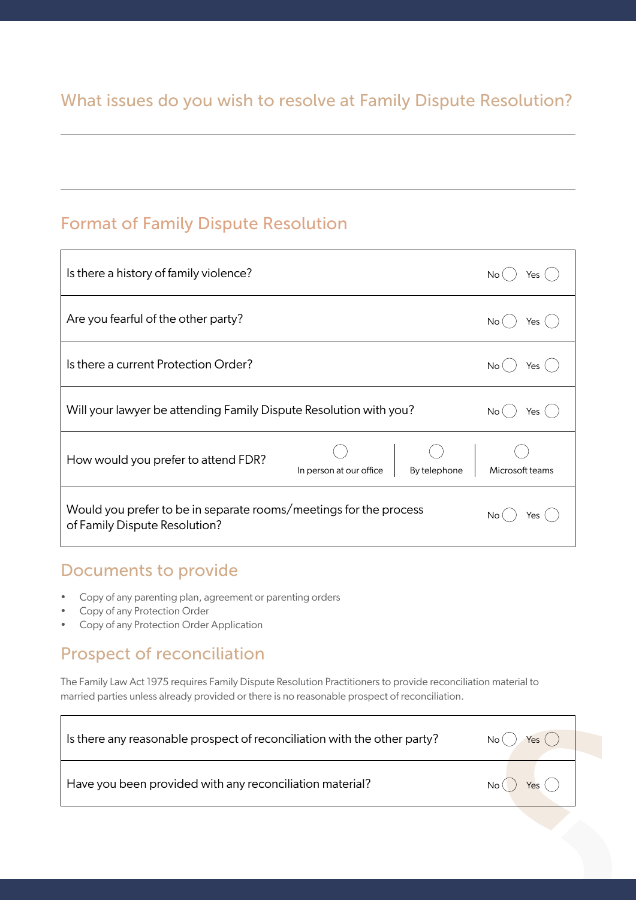## What issues do you wish to resolve at Family Dispute Resolution?

## Format of Family Dispute Resolution

| | |
|---|---|
| Is there a history of family violence? | No ◯ Yes ◯ |
| Are you fearful of the other party? | No ◯ Yes ◯ |
| Is there a current Protection Order? | No ◯ Yes ◯ |
| Will your lawyer be attending Family Dispute Resolution with you? | No ◯ Yes ◯ |
| How would you prefer to attend FDR? | ◯ In person at our office ◯ By telephone ◯ Microsoft teams |
| Would you prefer to be in separate rooms/meetings for the process of Family Dispute Resolution? | No ◯ Yes ◯ |

## Documents to provide

- Copy of any parenting plan, agreement or parenting orders
- Copy of any Protection Order
- Copy of any Protection Order Application

## Prospect of reconciliation

The Family Law Act 1975 requires Family Dispute Resolution Practitioners to provide reconciliation material to married parties unless already provided or there is no reasonable prospect of reconciliation.

| | |
|---|---|
| Is there any reasonable prospect of reconciliation with the other party? | No ◯ Yes ◯ |
| Have you been provided with any reconciliation material? | No ◯ Yes ◯ |